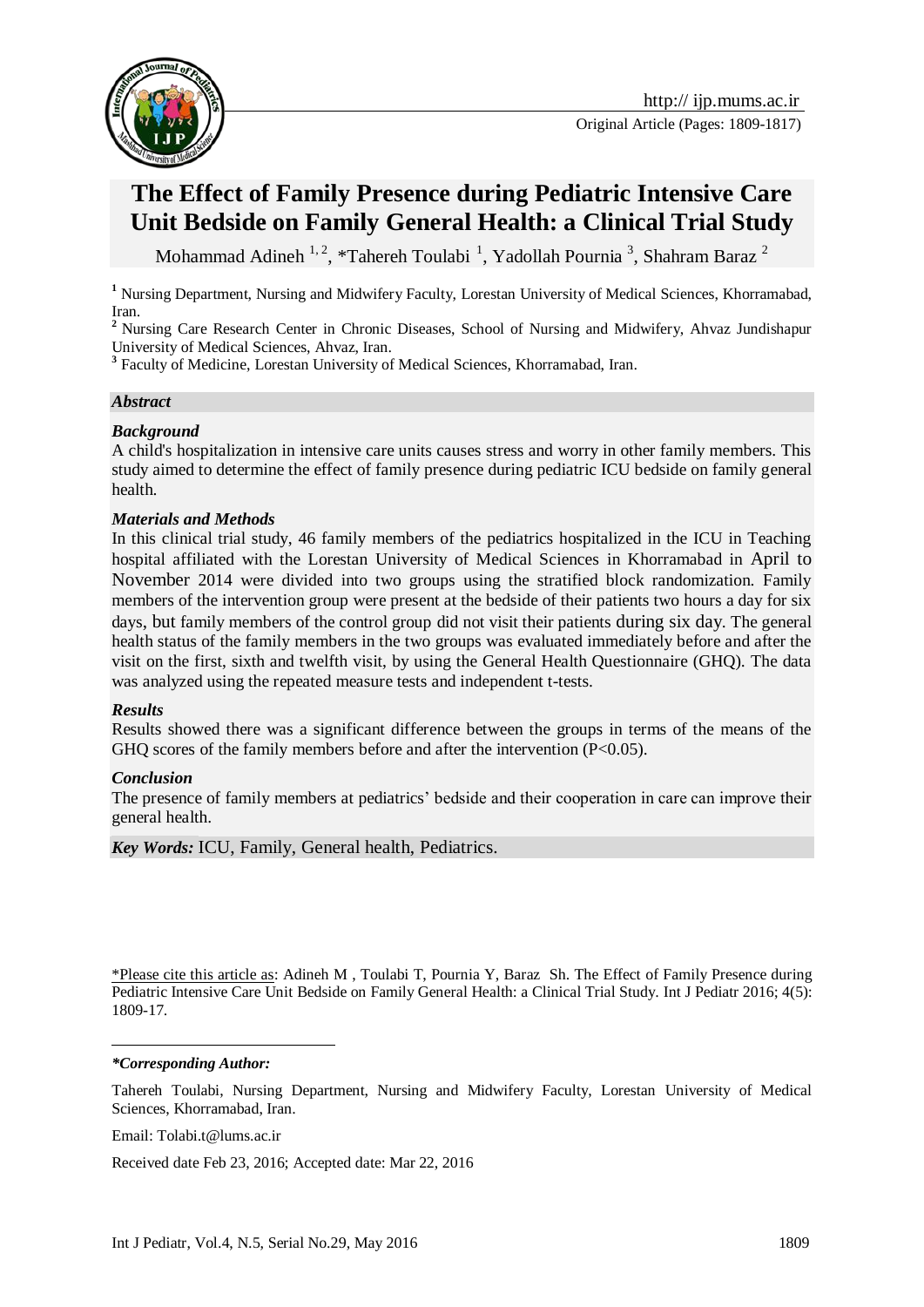Original Article (Pages: 1809-1817)

# The Effect of Family Presence during Pediatric Intensive Care Unit Bedside on Family General Health: a Clinical Trial Study

Mohammad Adineh [1, 2], *Tahereh Toulabi [1], Yadollah Pournia [3], Shahram Baraz [2]

[1] Nursing Department, Nursing and Midwifery Faculty, Lorestan University of Medical Sciences, Khorramabad, Iran.
[2] Nursing Care Research Center in Chronic Diseases, School of Nursing and Midwifery, Ahvaz Jundishapur University of Medical Sciences, Ahvaz, Iran.
[3] Faculty of Medicine, Lorestan University of Medical Sciences, Khorramabad, Iran.

## *Abstract*

### *Background*

A child's hospitalization in intensive care units causes stress and worry in other family members. This study aimed to determine the effect of family presence during pediatric ICU bedside on family general health.

### *Materials and Methods*

In this clinical trial study, 46 family members of the pediatrics hospitalized in the ICU in Teaching hospital affiliated with the Lorestan University of Medical Sciences in Khorramabad in April to November 2014 were divided into two groups using the stratified block randomization. Family members of the intervention group were present at the bedside of their patients two hours a day for six days, but family members of the control group did not visit their patients during six day. The general health status of the family members in the two groups was evaluated immediately before and after the visit on the first, sixth and twelfth visit, by using the General Health Questionnaire (GHQ). The data was analyzed using the repeated measure tests and independent t-tests.

### *Results*

Results showed there was a significant difference between the groups in terms of the means of the GHQ scores of the family members before and after the intervention ($P<0.05$).

### *Conclusion*

The presence of family members at pediatrics' bedside and their cooperation in care can improve their general health.

***Key Words:*** ICU, Family, General health, Pediatrics.

\*Please cite this article as: Adineh M , Toulabi T, Pournia Y, Baraz Sh. The Effect of Family Presence during Pediatric Intensive Care Unit Bedside on Family General Health: a Clinical Trial Study. Int J Pediatr 2016; 4(5): 1809-17.

***\*Corresponding Author:***

Tahereh Toulabi, Nursing Department, Nursing and Midwifery Faculty, Lorestan University of Medical Sciences, Khorramabad, Iran.

Email: Tolabi.t@lums.ac.ir

Received date Feb 23, 2016; Accepted date: Mar 22, 2016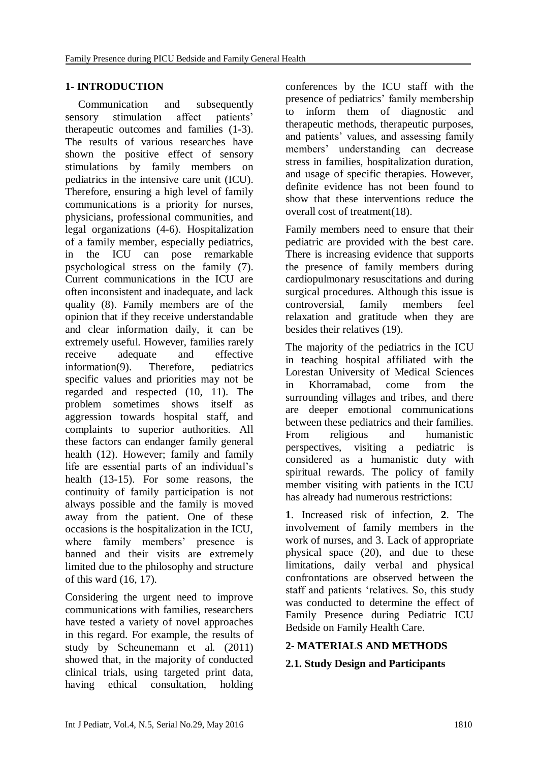## 1- INTRODUCTION

Communication and subsequently sensory stimulation affect patients' therapeutic outcomes and families (1-3). The results of various researches have shown the positive effect of sensory stimulations by family members on pediatrics in the intensive care unit (ICU). Therefore, ensuring a high level of family communications is a priority for nurses, physicians, professional communities, and legal organizations (4-6). Hospitalization of a family member, especially pediatrics, in the ICU can pose remarkable psychological stress on the family (7). Current communications in the ICU are often inconsistent and inadequate, and lack quality (8). Family members are of the opinion that if they receive understandable and clear information daily, it can be extremely useful. However, families rarely receive adequate and effective information(9). Therefore, pediatrics specific values and priorities may not be regarded and respected (10, 11). The problem sometimes shows itself as aggression towards hospital staff, and complaints to superior authorities. All these factors can endanger family general health (12). However; family and family life are essential parts of an individual's health (13-15). For some reasons, the continuity of family participation is not always possible and the family is moved away from the patient. One of these occasions is the hospitalization in the ICU, where family members' presence is banned and their visits are extremely limited due to the philosophy and structure of this ward (16, 17).

Considering the urgent need to improve communications with families, researchers have tested a variety of novel approaches in this regard. For example, the results of study by Scheunemann et al. (2011) showed that, in the majority of conducted clinical trials, using targeted print data, having ethical consultation, holding conferences by the ICU staff with the presence of pediatrics' family membership to inform them of diagnostic and therapeutic methods, therapeutic purposes, and patients' values, and assessing family members' understanding can decrease stress in families, hospitalization duration, and usage of specific therapies. However, definite evidence has not been found to show that these interventions reduce the overall cost of treatment(18).

Family members need to ensure that their pediatric are provided with the best care. There is increasing evidence that supports the presence of family members during cardiopulmonary resuscitations and during surgical procedures. Although this issue is controversial, family members feel relaxation and gratitude when they are besides their relatives (19).

The majority of the pediatrics in the ICU in teaching hospital affiliated with the Lorestan University of Medical Sciences in Khorramabad, come from the surrounding villages and tribes, and there are deeper emotional communications between these pediatrics and their families. From religious and humanistic perspectives, visiting a pediatric is considered as a humanistic duty with spiritual rewards. The policy of family member visiting with patients in the ICU has already had numerous restrictions:

**1**. Increased risk of infection, **2**. The involvement of family members in the work of nurses, and 3. Lack of appropriate physical space (20), and due to these limitations, daily verbal and physical confrontations are observed between the staff and patients 'relatives. So, this study was conducted to determine the effect of Family Presence during Pediatric ICU Bedside on Family Health Care.

## 2- MATERIALS AND METHODS

### 2.1. Study Design and Participants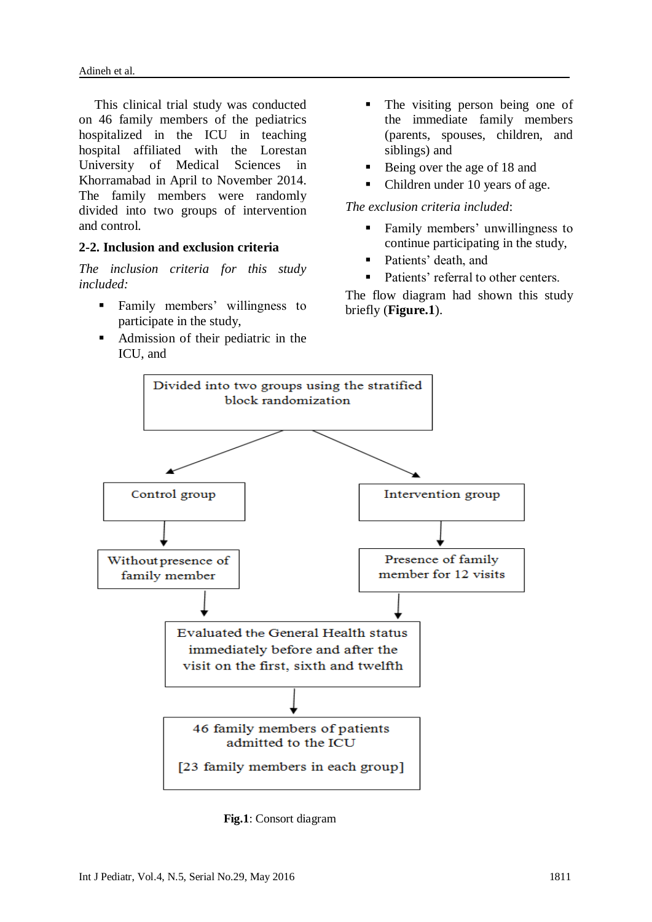This clinical trial study was conducted on 46 family members of the pediatrics hospitalized in the ICU in teaching hospital affiliated with the Lorestan University of Medical Sciences in Khorramabad in April to November 2014. The family members were randomly divided into two groups of intervention and control.

## 2-2. Inclusion and exclusion criteria

*The inclusion criteria for this study included:*

- Family members' willingness to participate in the study,
- Admission of their pediatric in the ICU, and
- The visiting person being one of the immediate family members (parents, spouses, children, and siblings) and
- Being over the age of 18 and
- Children under 10 years of age.

*The exclusion criteria included*:

- Family members' unwillingness to continue participating in the study,
- Patients' death, and
- Patients' referral to other centers.

The flow diagram had shown this study briefly (**Figure.1**).

Divided into two groups using the stratified block randomization

→ Control group → Without presence of family member

→ Intervention group → Presence of family member for 12 visits

→ Evaluated the General Health status immediately before and after the visit on the first, sixth and twelfth

→ 46 family members of patients admitted to the ICU

[23 family members in each group]

**Fig.1**: Consort diagram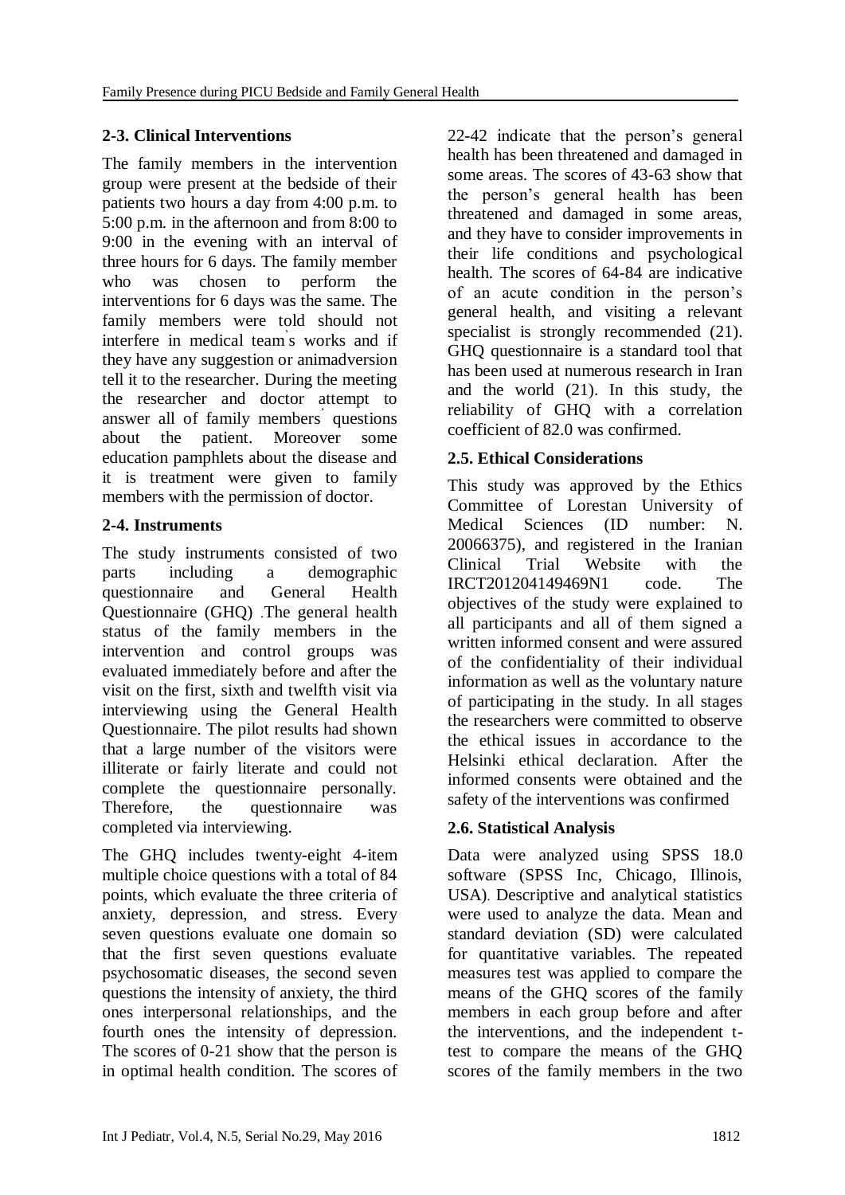### 2-3. Clinical Interventions

The family members in the intervention group were present at the bedside of their patients two hours a day from 4:00 p.m. to 5:00 p.m. in the afternoon and from 8:00 to 9:00 in the evening with an interval of three hours for 6 days. The family member who was chosen to perform the interventions for 6 days was the same. The family members were told should not interfere in medical team̓s works and if they have any suggestion or animadversion tell it to the researcher. During the meeting the researcher and doctor attempt to answer all of family members̓ questions about the patient. Moreover some education pamphlets about the disease and it is treatment were given to family members with the permission of doctor.

### 2-4. Instruments

The study instruments consisted of two parts including a demographic questionnaire and General Health Questionnaire (GHQ) .The general health status of the family members in the intervention and control groups was evaluated immediately before and after the visit on the first, sixth and twelfth visit via interviewing using the General Health Questionnaire. The pilot results had shown that a large number of the visitors were illiterate or fairly literate and could not complete the questionnaire personally. Therefore, the questionnaire was completed via interviewing.

The GHQ includes twenty-eight 4-item multiple choice questions with a total of 84 points, which evaluate the three criteria of anxiety, depression, and stress. Every seven questions evaluate one domain so that the first seven questions evaluate psychosomatic diseases, the second seven questions the intensity of anxiety, the third ones interpersonal relationships, and the fourth ones the intensity of depression. The scores of 0-21 show that the person is in optimal health condition. The scores of 22-42 indicate that the person's general health has been threatened and damaged in some areas. The scores of 43-63 show that the person's general health has been threatened and damaged in some areas, and they have to consider improvements in their life conditions and psychological health. The scores of 64-84 are indicative of an acute condition in the person's general health, and visiting a relevant specialist is strongly recommended (21). GHQ questionnaire is a standard tool that has been used at numerous research in Iran and the world (21). In this study, the reliability of GHQ with a correlation coefficient of 82.0 was confirmed.

### 2.5. Ethical Considerations

This study was approved by the Ethics Committee of Lorestan University of Medical Sciences (ID number: N. 20066375), and registered in the Iranian Clinical Trial Website with the IRCT201204149469N1 code. The objectives of the study were explained to all participants and all of them signed a written informed consent and were assured of the confidentiality of their individual information as well as the voluntary nature of participating in the study. In all stages the researchers were committed to observe the ethical issues in accordance to the Helsinki ethical declaration. After the informed consents were obtained and the safety of the interventions was confirmed

### 2.6. Statistical Analysis

Data were analyzed using SPSS 18.0 software (SPSS Inc, Chicago, Illinois, USA). Descriptive and analytical statistics were used to analyze the data. Mean and standard deviation (SD) were calculated for quantitative variables. The repeated measures test was applied to compare the means of the GHQ scores of the family members in each group before and after the interventions, and the independent t-test to compare the means of the GHQ scores of the family members in the two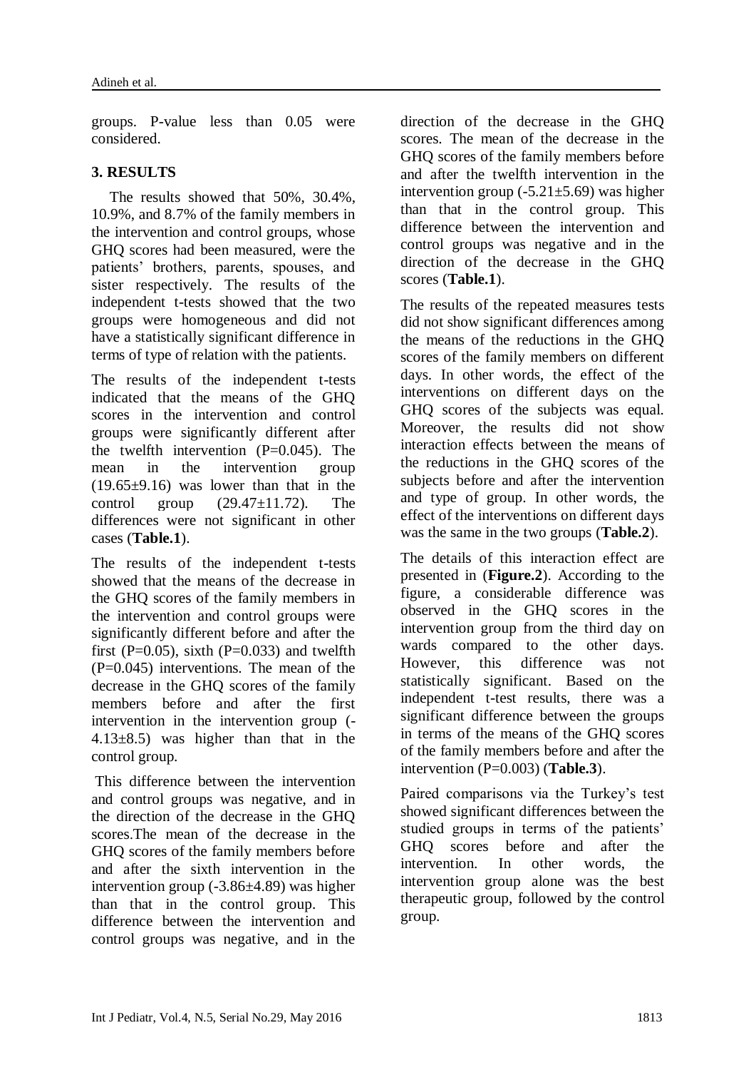groups. P-value less than 0.05 were considered.

## 3. RESULTS

The results showed that 50%, 30.4%, 10.9%, and 8.7% of the family members in the intervention and control groups, whose GHQ scores had been measured, were the patients' brothers, parents, spouses, and sister respectively. The results of the independent t-tests showed that the two groups were homogeneous and did not have a statistically significant difference in terms of type of relation with the patients.

The results of the independent t-tests indicated that the means of the GHQ scores in the intervention and control groups were significantly different after the twelfth intervention (P=0.045). The mean in the intervention group (19.65±9.16) was lower than that in the control group (29.47±11.72). The differences were not significant in other cases (**Table.1**).

The results of the independent t-tests showed that the means of the decrease in the GHQ scores of the family members in the intervention and control groups were significantly different before and after the first (P=0.05), sixth (P=0.033) and twelfth (P=0.045) interventions. The mean of the decrease in the GHQ scores of the family members before and after the first intervention in the intervention group (-4.13±8.5) was higher than that in the control group.

This difference between the intervention and control groups was negative, and in the direction of the decrease in the GHQ scores.The mean of the decrease in the GHQ scores of the family members before and after the sixth intervention in the intervention group (-3.86±4.89) was higher than that in the control group. This difference between the intervention and control groups was negative, and in the direction of the decrease in the GHQ scores. The mean of the decrease in the GHQ scores of the family members before and after the twelfth intervention in the intervention group (-5.21±5.69) was higher than that in the control group. This difference between the intervention and control groups was negative and in the direction of the decrease in the GHQ scores (**Table.1**).

The results of the repeated measures tests did not show significant differences among the means of the reductions in the GHQ scores of the family members on different days. In other words, the effect of the interventions on different days on the GHQ scores of the subjects was equal. Moreover, the results did not show interaction effects between the means of the reductions in the GHQ scores of the subjects before and after the intervention and type of group. In other words, the effect of the interventions on different days was the same in the two groups (**Table.2**).

The details of this interaction effect are presented in (**Figure.2**). According to the figure, a considerable difference was observed in the GHQ scores in the intervention group from the third day on wards compared to the other days. However, this difference was not statistically significant. Based on the independent t-test results, there was a significant difference between the groups in terms of the means of the GHQ scores of the family members before and after the intervention (P=0.003) (**Table.3**).

Paired comparisons via the Turkey's test showed significant differences between the studied groups in terms of the patients' GHQ scores before and after the intervention. In other words, the intervention group alone was the best therapeutic group, followed by the control group.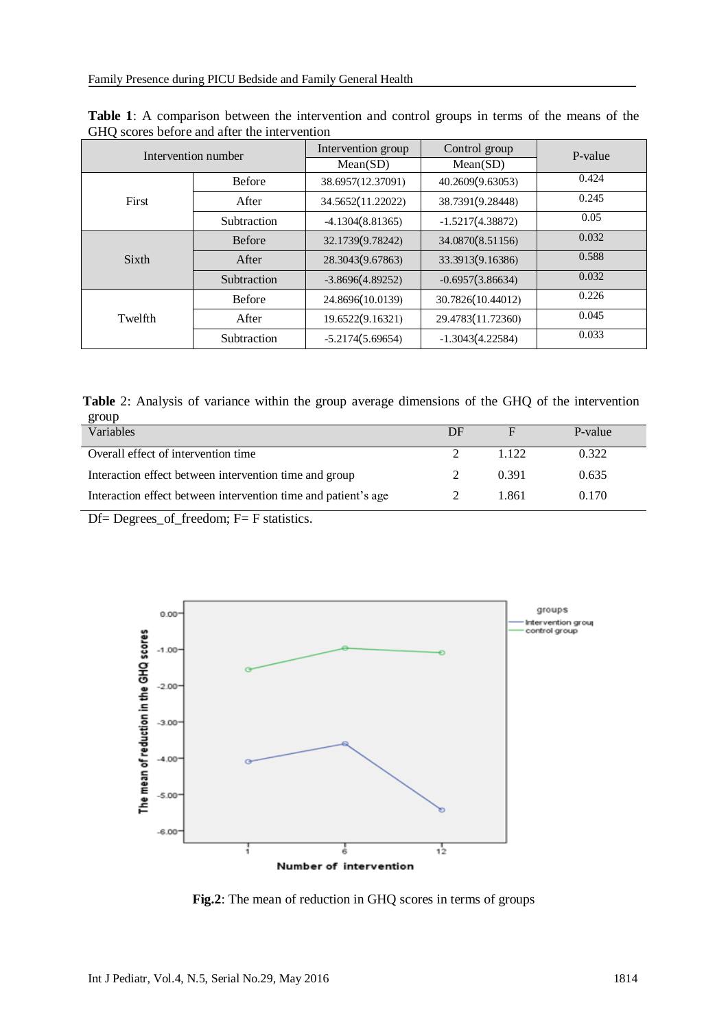**Table 1**: A comparison between the intervention and control groups in terms of the means of the GHQ scores before and after the intervention

| Intervention number | | Intervention group Mean(SD) | Control group Mean(SD) | P-value |
|---|---|---|---|---|
| First | Before | 38.6957(12.37091) | 40.2609(9.63053) | 0.424 |
| | After | 34.5652(11.22022) | 38.7391(9.28448) | 0.245 |
| | Subtraction | -4.1304(8.81365) | -1.5217(4.38872) | 0.05 |
| Sixth | Before | 32.1739(9.78242) | 34.0870(8.51156) | 0.032 |
| | After | 28.3043(9.67863) | 33.3913(9.16386) | 0.588 |
| | Subtraction | -3.8696(4.89252) | -0.6957(3.86634) | 0.032 |
| Twelfth | Before | 24.8696(10.0139) | 30.7826(10.44012) | 0.226 |
| | After | 19.6522(9.16321) | 29.4783(11.72360) | 0.045 |
| | Subtraction | -5.2174(5.69654) | -1.3043(4.22584) | 0.033 |

**Table** 2: Analysis of variance within the group average dimensions of the GHQ of the intervention group

| Variables | DF | F | P-value |
|---|---|---|---|
| Overall effect of intervention time | 2 | 1.122 | 0.322 |
| Interaction effect between intervention time and group | 2 | 0.391 | 0.635 |
| Interaction effect between intervention time and patient's age | 2 | 1.861 | 0.170 |

Df= Degrees_of_freedom; F= F statistics.

**Fig.2**: The mean of reduction in GHQ scores in terms of groups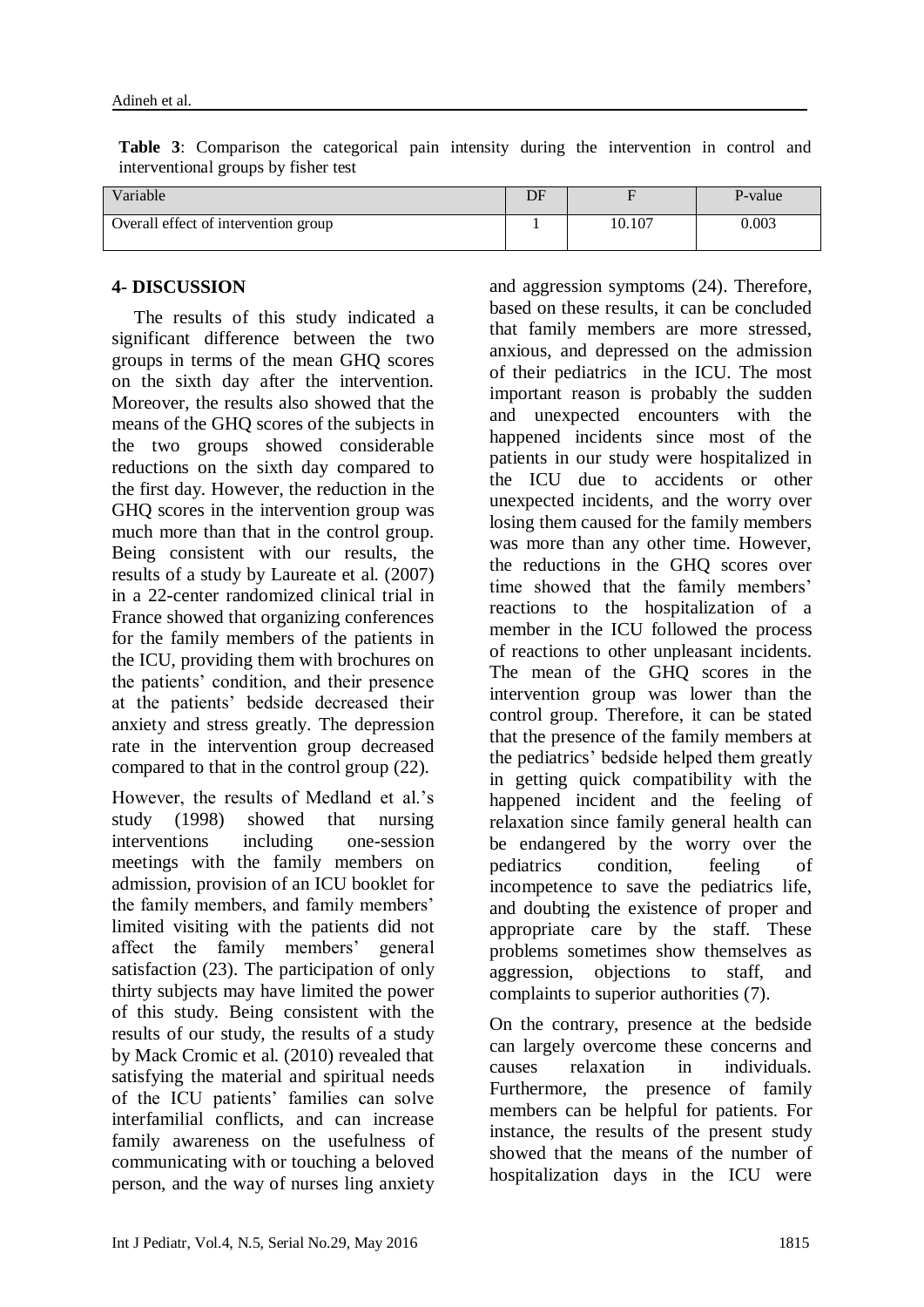**Table 3**: Comparison the categorical pain intensity during the intervention in control and interventional groups by fisher test

| Variable | DF | F | P-value |
|---|---|---|---|
| Overall effect of intervention group | 1 | 10.107 | 0.003 |

## 4- DISCUSSION

The results of this study indicated a significant difference between the two groups in terms of the mean GHQ scores on the sixth day after the intervention. Moreover, the results also showed that the means of the GHQ scores of the subjects in the two groups showed considerable reductions on the sixth day compared to the first day. However, the reduction in the GHQ scores in the intervention group was much more than that in the control group. Being consistent with our results, the results of a study by Laureate et al. (2007) in a 22-center randomized clinical trial in France showed that organizing conferences for the family members of the patients in the ICU, providing them with brochures on the patients' condition, and their presence at the patients' bedside decreased their anxiety and stress greatly. The depression rate in the intervention group decreased compared to that in the control group (22).

However, the results of Medland et al.'s study (1998) showed that nursing interventions including one-session meetings with the family members on admission, provision of an ICU booklet for the family members, and family members' limited visiting with the patients did not affect the family members' general satisfaction (23). The participation of only thirty subjects may have limited the power of this study. Being consistent with the results of our study, the results of a study by Mack Cromic et al. (2010) revealed that satisfying the material and spiritual needs of the ICU patients' families can solve interfamilial conflicts, and can increase family awareness on the usefulness of communicating with or touching a beloved person, and the way of nurses ling anxiety and aggression symptoms (24). Therefore, based on these results, it can be concluded that family members are more stressed, anxious, and depressed on the admission of their pediatrics in the ICU. The most important reason is probably the sudden and unexpected encounters with the happened incidents since most of the patients in our study were hospitalized in the ICU due to accidents or other unexpected incidents, and the worry over losing them caused for the family members was more than any other time. However, the reductions in the GHQ scores over time showed that the family members' reactions to the hospitalization of a member in the ICU followed the process of reactions to other unpleasant incidents. The mean of the GHQ scores in the intervention group was lower than the control group. Therefore, it can be stated that the presence of the family members at the pediatrics' bedside helped them greatly in getting quick compatibility with the happened incident and the feeling of relaxation since family general health can be endangered by the worry over the pediatrics condition, feeling of incompetence to save the pediatrics life, and doubting the existence of proper and appropriate care by the staff. These problems sometimes show themselves as aggression, objections to staff, and complaints to superior authorities (7).

On the contrary, presence at the bedside can largely overcome these concerns and causes relaxation in individuals. Furthermore, the presence of family members can be helpful for patients. For instance, the results of the present study showed that the means of the number of hospitalization days in the ICU were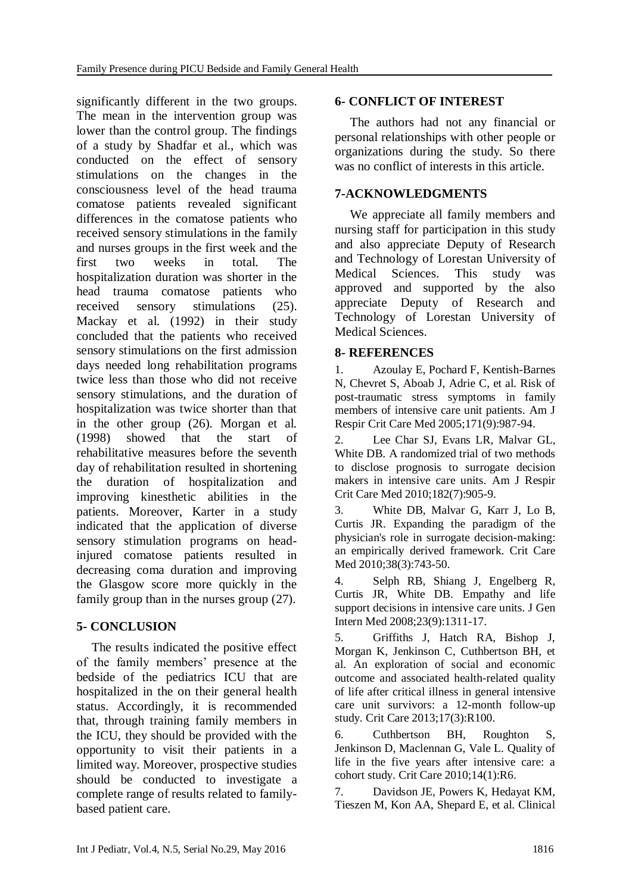significantly different in the two groups. The mean in the intervention group was lower than the control group. The findings of a study by Shadfar et al., which was conducted on the effect of sensory stimulations on the changes in the consciousness level of the head trauma comatose patients revealed significant differences in the comatose patients who received sensory stimulations in the family and nurses groups in the first week and the first two weeks in total. The hospitalization duration was shorter in the head trauma comatose patients who received sensory stimulations (25). Mackay et al. (1992) in their study concluded that the patients who received sensory stimulations on the first admission days needed long rehabilitation programs twice less than those who did not receive sensory stimulations, and the duration of hospitalization was twice shorter than that in the other group (26). Morgan et al. (1998) showed that the start of rehabilitative measures before the seventh day of rehabilitation resulted in shortening the duration of hospitalization and improving kinesthetic abilities in the patients. Moreover, Karter in a study indicated that the application of diverse sensory stimulation programs on head-injured comatose patients resulted in decreasing coma duration and improving the Glasgow score more quickly in the family group than in the nurses group (27).

## 5- CONCLUSION

The results indicated the positive effect of the family members' presence at the bedside of the pediatrics ICU that are hospitalized in the on their general health status. Accordingly, it is recommended that, through training family members in the ICU, they should be provided with the opportunity to visit their patients in a limited way. Moreover, prospective studies should be conducted to investigate a complete range of results related to family-based patient care.

## 6- CONFLICT OF INTEREST

The authors had not any financial or personal relationships with other people or organizations during the study. So there was no conflict of interests in this article.

## 7-ACKNOWLEDGMENTS

We appreciate all family members and nursing staff for participation in this study and also appreciate Deputy of Research and Technology of Lorestan University of Medical Sciences. This study was approved and supported by the also appreciate Deputy of Research and Technology of Lorestan University of Medical Sciences.

## 8- REFERENCES

1. Azoulay E, Pochard F, Kentish-Barnes N, Chevret S, Aboab J, Adrie C, et al. Risk of post-traumatic stress symptoms in family members of intensive care unit patients. Am J Respir Crit Care Med 2005;171(9):987-94.

2. Lee Char SJ, Evans LR, Malvar GL, White DB. A randomized trial of two methods to disclose prognosis to surrogate decision makers in intensive care units. Am J Respir Crit Care Med 2010;182(7):905-9.

3. White DB, Malvar G, Karr J, Lo B, Curtis JR. Expanding the paradigm of the physician's role in surrogate decision-making: an empirically derived framework. Crit Care Med 2010;38(3):743-50.

4. Selph RB, Shiang J, Engelberg R, Curtis JR, White DB. Empathy and life support decisions in intensive care units. J Gen Intern Med 2008;23(9):1311-17.

5. Griffiths J, Hatch RA, Bishop J, Morgan K, Jenkinson C, Cuthbertson BH, et al. An exploration of social and economic outcome and associated health-related quality of life after critical illness in general intensive care unit survivors: a 12-month follow-up study. Crit Care 2013;17(3):R100.

6. Cuthbertson BH, Roughton S, Jenkinson D, Maclennan G, Vale L. Quality of life in the five years after intensive care: a cohort study. Crit Care 2010;14(1):R6.

7. Davidson JE, Powers K, Hedayat KM, Tieszen M, Kon AA, Shepard E, et al. Clinical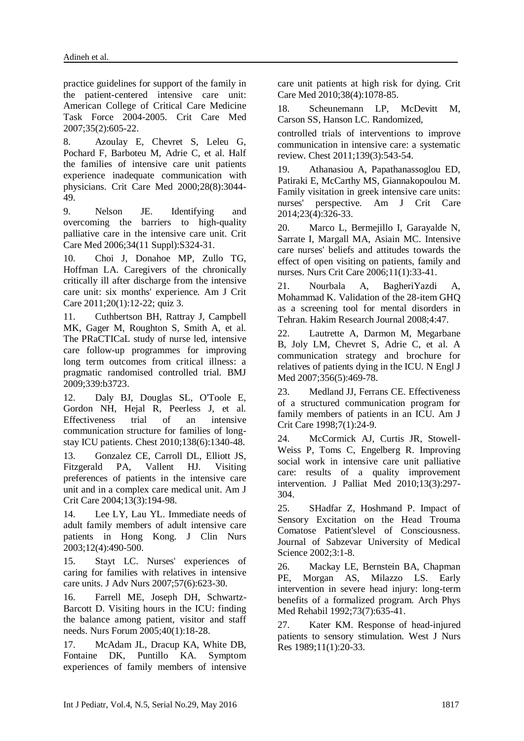practice guidelines for support of the family in the patient-centered intensive care unit: American College of Critical Care Medicine Task Force 2004-2005. Crit Care Med 2007;35(2):605-22.

8. Azoulay E, Chevret S, Leleu G, Pochard F, Barboteu M, Adrie C, et al. Half the families of intensive care unit patients experience inadequate communication with physicians. Crit Care Med 2000;28(8):3044-49.

9. Nelson JE. Identifying and overcoming the barriers to high-quality palliative care in the intensive care unit. Crit Care Med 2006;34(11 Suppl):S324-31.

10. Choi J, Donahoe MP, Zullo TG, Hoffman LA. Caregivers of the chronically critically ill after discharge from the intensive care unit: six months' experience. Am J Crit Care 2011;20(1):12-22; quiz 3.

11. Cuthbertson BH, Rattray J, Campbell MK, Gager M, Roughton S, Smith A, et al. The PRaCTICaL study of nurse led, intensive care follow-up programmes for improving long term outcomes from critical illness: a pragmatic randomised controlled trial. BMJ 2009;339:b3723.

12. Daly BJ, Douglas SL, O'Toole E, Gordon NH, Hejal R, Peerless J, et al. Effectiveness trial of an intensive communication structure for families of long-stay ICU patients. Chest 2010;138(6):1340-48.

13. Gonzalez CE, Carroll DL, Elliott JS, Fitzgerald PA, Vallent HJ. Visiting preferences of patients in the intensive care unit and in a complex care medical unit. Am J Crit Care 2004;13(3):194-98.

14. Lee LY, Lau YL. Immediate needs of adult family members of adult intensive care patients in Hong Kong. J Clin Nurs 2003;12(4):490-500.

15. Stayt LC. Nurses' experiences of caring for families with relatives in intensive care units. J Adv Nurs 2007;57(6):623-30.

16. Farrell ME, Joseph DH, Schwartz-Barcott D. Visiting hours in the ICU: finding the balance among patient, visitor and staff needs. Nurs Forum 2005;40(1):18-28.

17. McAdam JL, Dracup KA, White DB, Fontaine DK, Puntillo KA. Symptom experiences of family members of intensive care unit patients at high risk for dying. Crit Care Med 2010;38(4):1078-85.

18. Scheunemann LP, McDevitt M, Carson SS, Hanson LC. Randomized, controlled trials of interventions to improve communication in intensive care: a systematic review. Chest 2011;139(3):543-54.

19. Athanasiou A, Papathanassoglou ED, Patiraki E, McCarthy MS, Giannakopoulou M. Family visitation in greek intensive care units: nurses' perspective. Am J Crit Care 2014;23(4):326-33.

20. Marco L, Bermejillo I, Garayalde N, Sarrate I, Margall MA, Asiain MC. Intensive care nurses' beliefs and attitudes towards the effect of open visiting on patients, family and nurses. Nurs Crit Care 2006;11(1):33-41.

21. Nourbala A, BagheriYazdi A, Mohammad K. Validation of the 28-item GHQ as a screening tool for mental disorders in Tehran. Hakim Research Journal 2008;4:47.

22. Lautrette A, Darmon M, Megarbane B, Joly LM, Chevret S, Adrie C, et al. A communication strategy and brochure for relatives of patients dying in the ICU. N Engl J Med 2007;356(5):469-78.

23. Medland JJ, Ferrans CE. Effectiveness of a structured communication program for family members of patients in an ICU. Am J Crit Care 1998;7(1):24-9.

24. McCormick AJ, Curtis JR, Stowell-Weiss P, Toms C, Engelberg R. Improving social work in intensive care unit palliative care: results of a quality improvement intervention. J Palliat Med 2010;13(3):297-304.

25. SHadfar Z, Hoshmand P. Impact of Sensory Excitation on the Head Trouma Comatose Patient'slevel of Consciousness. Journal of Sabzevar University of Medical Science 2002;3:1-8.

26. Mackay LE, Bernstein BA, Chapman PE, Morgan AS, Milazzo LS. Early intervention in severe head injury: long-term benefits of a formalized program. Arch Phys Med Rehabil 1992;73(7):635-41.

27. Kater KM. Response of head-injured patients to sensory stimulation. West J Nurs Res 1989;11(1):20-33.